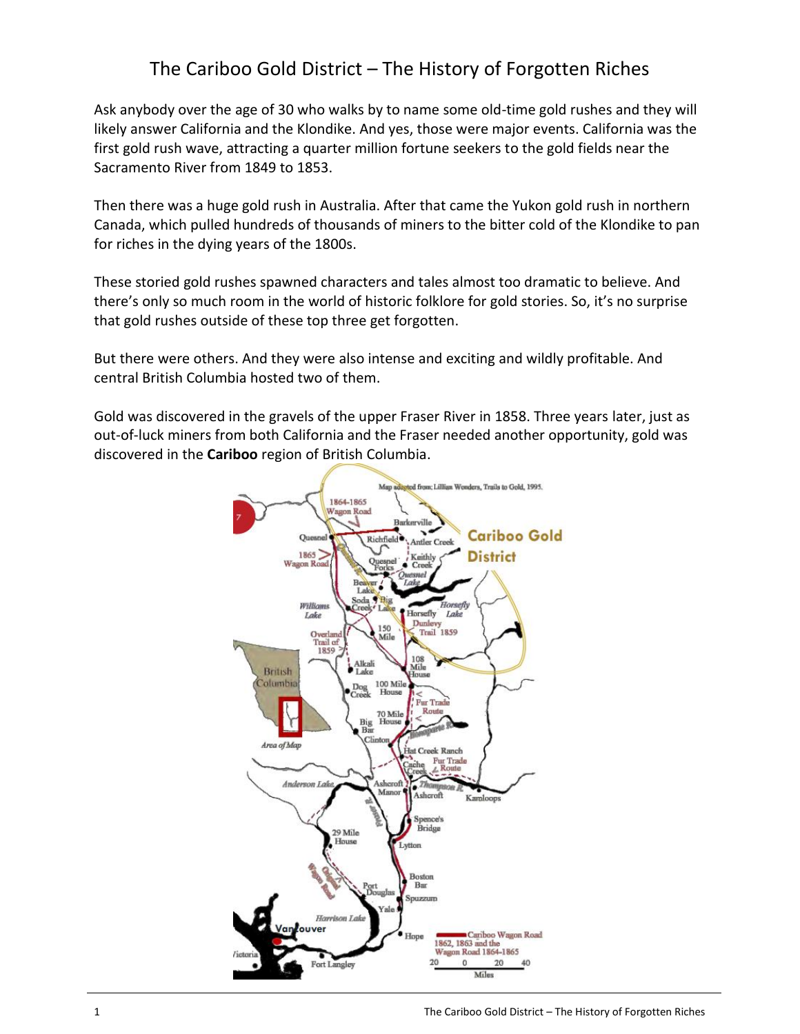# The Cariboo Gold District – The History of Forgotten Riches

Ask anybody over the age of 30 who walks by to name some old-time gold rushes and they will likely answer California and the Klondike. And yes, those were major events. California was the first gold rush wave, attracting a quarter million fortune seekers to the gold fields near the Sacramento River from 1849 to 1853.

Then there was a huge gold rush in Australia. After that came the Yukon gold rush in northern Canada, which pulled hundreds of thousands of miners to the bitter cold of the Klondike to pan for riches in the dying years of the 1800s.

These storied gold rushes spawned characters and tales almost too dramatic to believe. And there's only so much room in the world of historic folklore for gold stories. So, it's no surprise that gold rushes outside of these top three get forgotten.

But there were others. And they were also intense and exciting and wildly profitable. And central British Columbia hosted two of them.

Gold was discovered in the gravels of the upper Fraser River in 1858. Three years later, just as out-of-luck miners from both California and the Fraser needed another opportunity, gold was discovered in the **Cariboo** region of British Columbia.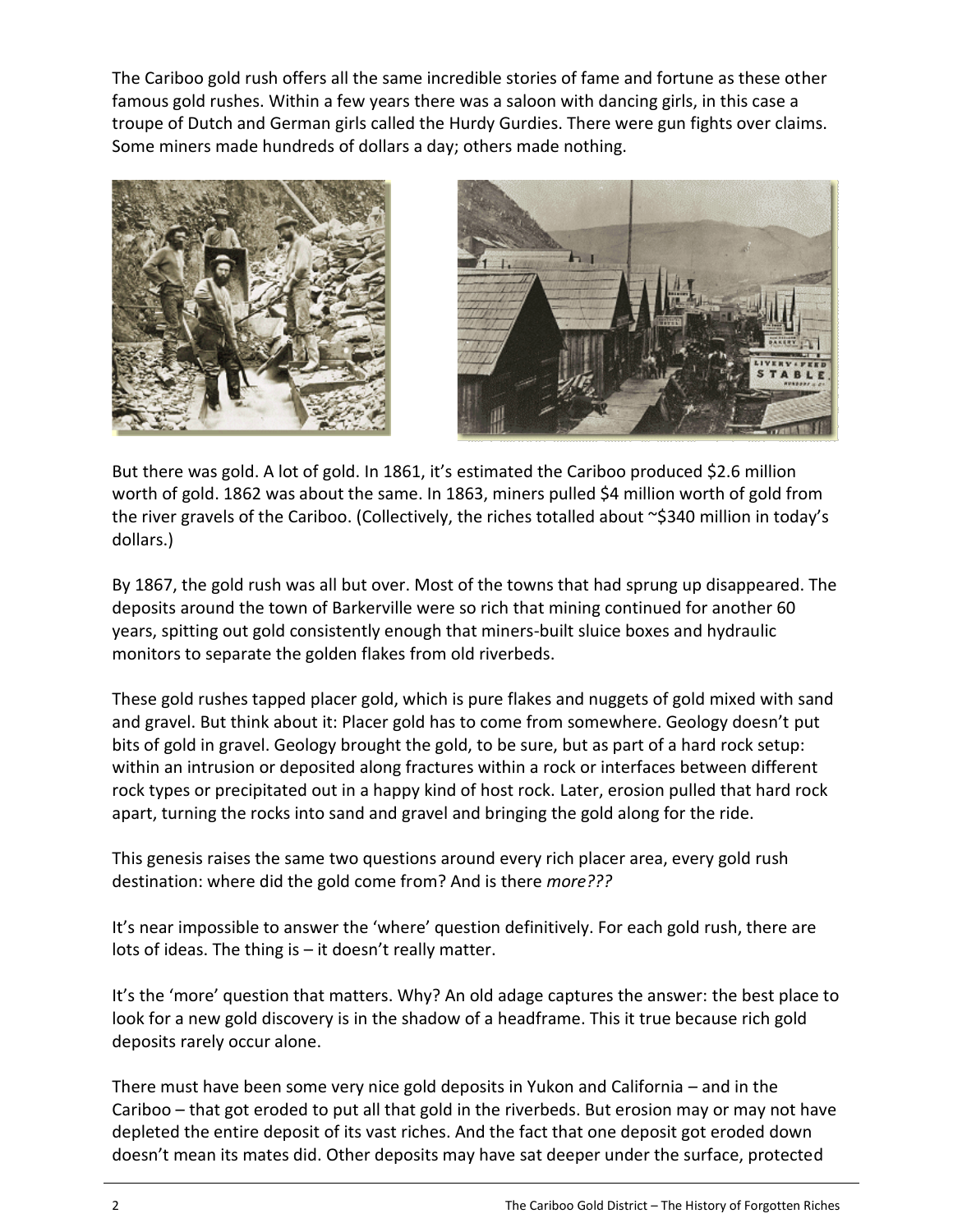The Cariboo gold rush offers all the same incredible stories of fame and fortune as these other famous gold rushes. Within a few years there was a saloon with dancing girls, in this case a troupe of Dutch and German girls called the Hurdy Gurdies. There were gun fights over claims. Some miners made hundreds of dollars a day; others made nothing.

But there was gold. A lot of gold. In 1861, it's estimated the Cariboo produced \$2.6 million worth of gold. 1862 was about the same. In 1863, miners pulled \$4 million worth of gold from the river gravels of the Cariboo. (Collectively, the riches totalled about ~\$340 million in today's dollars.)

By 1867, the gold rush was all but over. Most of the towns that had sprung up disappeared. The deposits around the town of Barkerville were so rich that mining continued for another 60 years, spitting out gold consistently enough that miners-built sluice boxes and hydraulic monitors to separate the golden flakes from old riverbeds.

These gold rushes tapped placer gold, which is pure flakes and nuggets of gold mixed with sand and gravel. But think about it: Placer gold has to come from somewhere. Geology doesn't put bits of gold in gravel. Geology brought the gold, to be sure, but as part of a hard rock setup: within an intrusion or deposited along fractures within a rock or interfaces between different rock types or precipitated out in a happy kind of host rock. Later, erosion pulled that hard rock apart, turning the rocks into sand and gravel and bringing the gold along for the ride.

This genesis raises the same two questions around every rich placer area, every gold rush destination: where did the gold come from? And is there *more???*

It's near impossible to answer the 'where' question definitively. For each gold rush, there are lots of ideas. The thing is – it doesn't really matter.

It's the 'more' question that matters. Why? An old adage captures the answer: the best place to look for a new gold discovery is in the shadow of a headframe. This it true because rich gold deposits rarely occur alone.

There must have been some very nice gold deposits in Yukon and California – and in the Cariboo – that got eroded to put all that gold in the riverbeds. But erosion may or may not have depleted the entire deposit of its vast riches. And the fact that one deposit got eroded down doesn't mean its mates did. Other deposits may have sat deeper under the surface, protected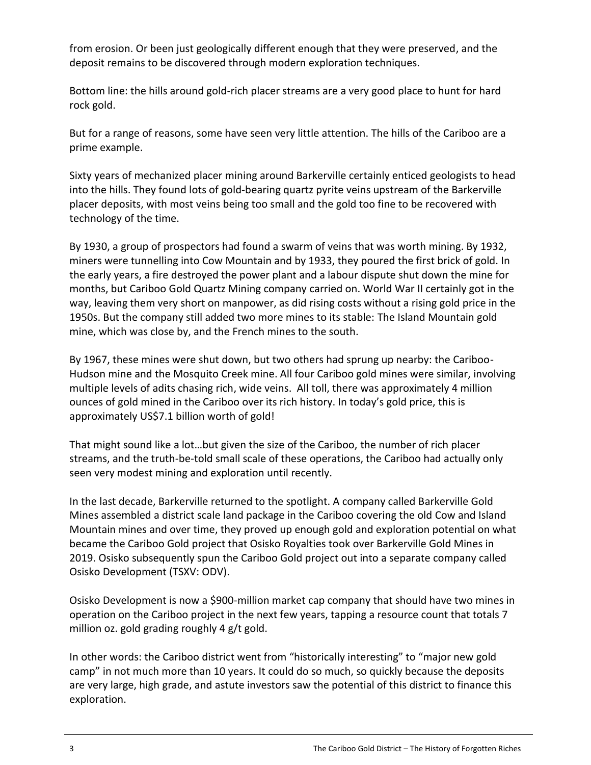from erosion. Or been just geologically different enough that they were preserved, and the deposit remains to be discovered through modern exploration techniques.

Bottom line: the hills around gold-rich placer streams are a very good place to hunt for hard rock gold.

But for a range of reasons, some have seen very little attention. The hills of the Cariboo are a prime example.

Sixty years of mechanized placer mining around Barkerville certainly enticed geologists to head into the hills. They found lots of gold-bearing quartz pyrite veins upstream of the Barkerville placer deposits, with most veins being too small and the gold too fine to be recovered with technology of the time.

By 1930, a group of prospectors had found a swarm of veins that was worth mining. By 1932, miners were tunnelling into Cow Mountain and by 1933, they poured the first brick of gold. In the early years, a fire destroyed the power plant and a labour dispute shut down the mine for months, but Cariboo Gold Quartz Mining company carried on. World War II certainly got in the way, leaving them very short on manpower, as did rising costs without a rising gold price in the 1950s. But the company still added two more mines to its stable: The Island Mountain gold mine, which was close by, and the French mines to the south.

By 1967, these mines were shut down, but two others had sprung up nearby: the Cariboo-Hudson mine and the Mosquito Creek mine. All four Cariboo gold mines were similar, involving multiple levels of adits chasing rich, wide veins. All toll, there was approximately 4 million ounces of gold mined in the Cariboo over its rich history. In today's gold price, this is approximately US$7.1 billion worth of gold!

That might sound like a lot…but given the size of the Cariboo, the number of rich placer streams, and the truth-be-told small scale of these operations, the Cariboo had actually only seen very modest mining and exploration until recently.

In the last decade, Barkerville returned to the spotlight. A company called Barkerville Gold Mines assembled a district scale land package in the Cariboo covering the old Cow and Island Mountain mines and over time, they proved up enough gold and exploration potential on what became the Cariboo Gold project that Osisko Royalties took over Barkerville Gold Mines in 2019. Osisko subsequently spun the Cariboo Gold project out into a separate company called Osisko Development (TSXV: ODV).

Osisko Development is now a $900-million market cap company that should have two mines in operation on the Cariboo project in the next few years, tapping a resource count that totals 7 million oz. gold grading roughly 4 g/t gold.

In other words: the Cariboo district went from "historically interesting" to "major new gold camp" in not much more than 10 years. It could do so much, so quickly because the deposits are very large, high grade, and astute investors saw the potential of this district to finance this exploration.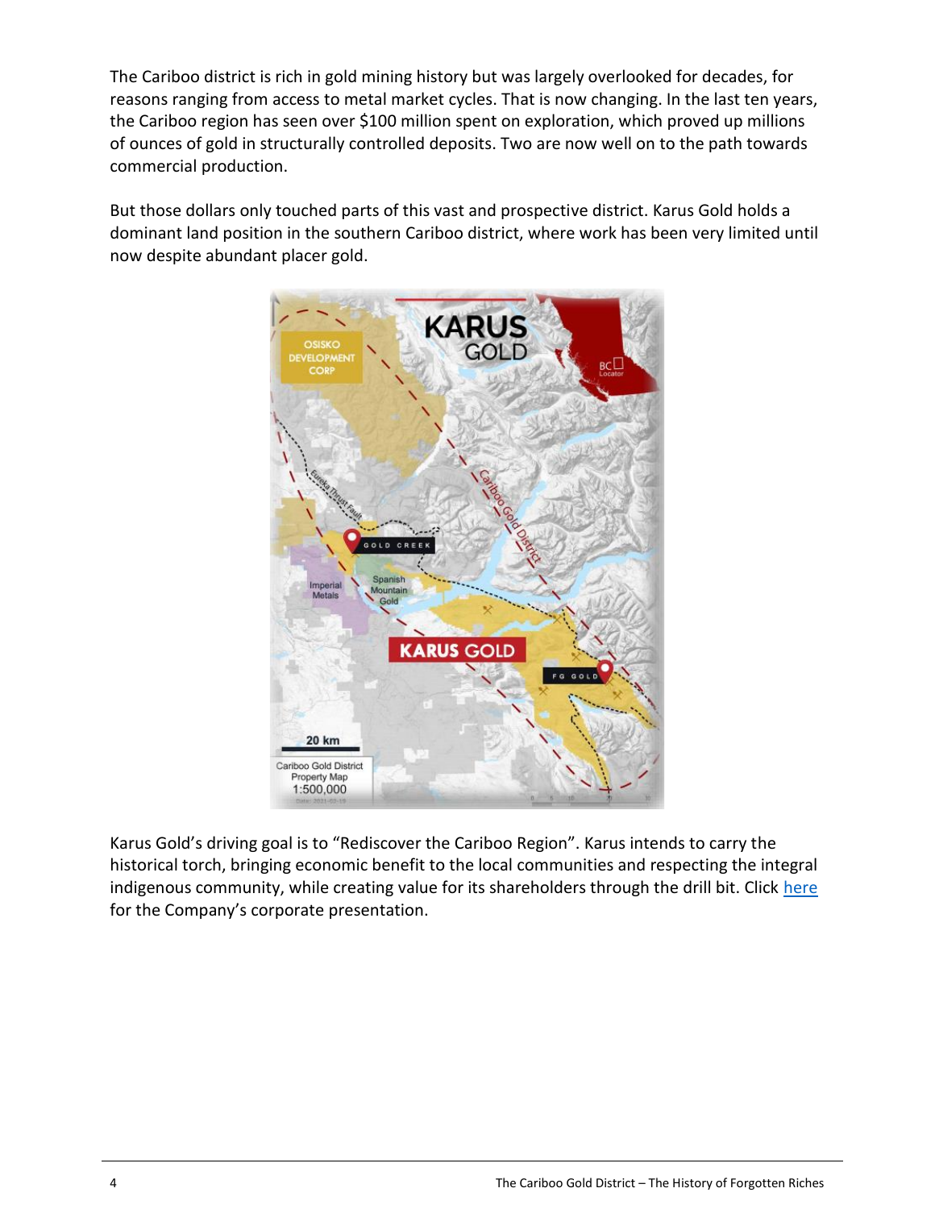The Cariboo district is rich in gold mining history but was largely overlooked for decades, for reasons ranging from access to metal market cycles. That is now changing. In the last ten years, the Cariboo region has seen over $100 million spent on exploration, which proved up millions of ounces of gold in structurally controlled deposits. Two are now well on to the path towards commercial production.

But those dollars only touched parts of this vast and prospective district. Karus Gold holds a dominant land position in the southern Cariboo district, where work has been very limited until now despite abundant placer gold.

KARUS GOLD

OSISKO DEVELOPMENT CORP

BC Locator

Eureka Thrust Fault

Cariboo Gold District

GOLD CREEK

Imperial Metals

Spanish Mountain Gold

KARUS GOLD

FG GOLD

20 km

Cariboo Gold District Property Map 1:500,000

Karus Gold's driving goal is to "Rediscover the Cariboo Region". Karus intends to carry the historical torch, bringing economic benefit to the local communities and respecting the integral indigenous community, while creating value for its shareholders through the drill bit. Click here for the Company's corporate presentation.